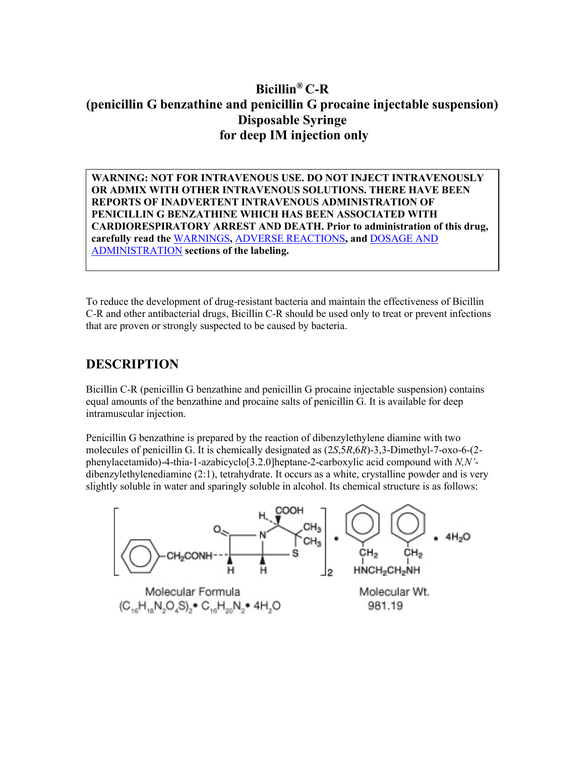# Bicillin® C-R
# (penicillin G benzathine and penicillin G procaine injectable suspension)
# Disposable Syringe
# for deep IM injection only

**WARNING: NOT FOR INTRAVENOUS USE. DO NOT INJECT INTRAVENOUSLY OR ADMIX WITH OTHER INTRAVENOUS SOLUTIONS. THERE HAVE BEEN REPORTS OF INADVERTENT INTRAVENOUS ADMINISTRATION OF PENICILLIN G BENZATHINE WHICH HAS BEEN ASSOCIATED WITH CARDIORESPIRATORY ARREST AND DEATH. Prior to administration of this drug, carefully read the WARNINGS, ADVERSE REACTIONS, and DOSAGE AND ADMINISTRATION sections of the labeling.**

To reduce the development of drug-resistant bacteria and maintain the effectiveness of Bicillin C-R and other antibacterial drugs, Bicillin C-R should be used only to treat or prevent infections that are proven or strongly suspected to be caused by bacteria.

## DESCRIPTION

Bicillin C-R (penicillin G benzathine and penicillin G procaine injectable suspension) contains equal amounts of the benzathine and procaine salts of penicillin G. It is available for deep intramuscular injection.

Penicillin G benzathine is prepared by the reaction of dibenzylethylene diamine with two molecules of penicillin G. It is chemically designated as (2*S*,5*R*,6*R*)-3,3-Dimethyl-7-oxo-6-(2-phenylacetamido)-4-thia-1-azabicyclo[3.2.0]heptane-2-carboxylic acid compound with *N,N'*-dibenzylethylenediamine (2:1), tetrahydrate. It occurs as a white, crystalline powder and is very slightly soluble in water and sparingly soluble in alcohol. Its chemical structure is as follows:

Molecular Formula
$(C_{16}H_{18}N_2O_4S)_2 \cdot C_{16}H_{20}N_2 \cdot 4H_2O$

Molecular Wt.
981.19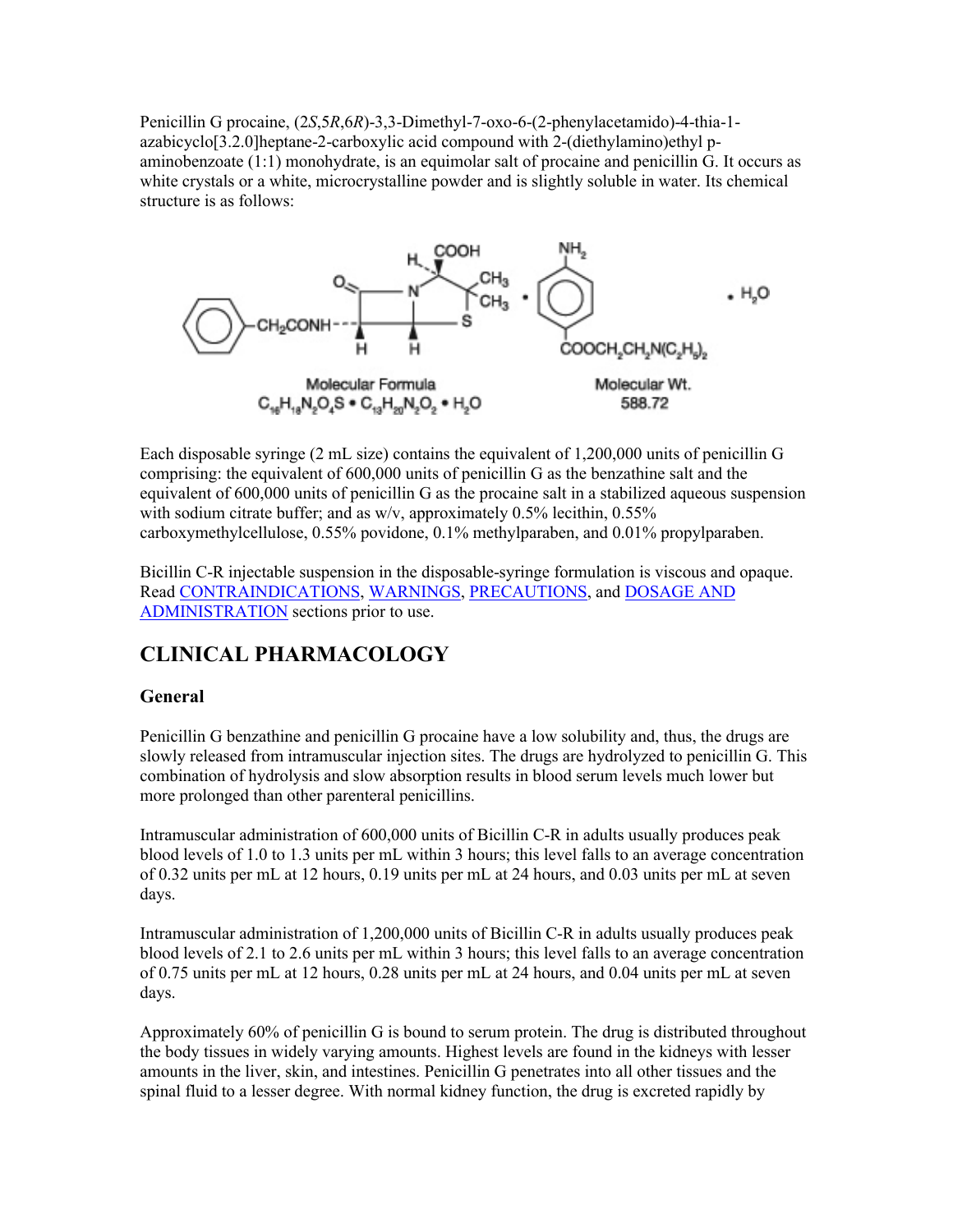Penicillin G procaine, (2*S*,5*R*,6*R*)-3,3-Dimethyl-7-oxo-6-(2-phenylacetamido)-4-thia-1-azabicyclo[3.2.0]heptane-2-carboxylic acid compound with 2-(diethylamino)ethyl p-aminobenzoate (1:1) monohydrate, is an equimolar salt of procaine and penicillin G. It occurs as white crystals or a white, microcrystalline powder and is slightly soluble in water. Its chemical structure is as follows:

Molecular Formula $C_{16}H_{18}N_2O_4S \bullet C_{13}H_{20}N_2O_2 \bullet H_2O$

Molecular Wt. 588.72

Each disposable syringe (2 mL size) contains the equivalent of 1,200,000 units of penicillin G comprising: the equivalent of 600,000 units of penicillin G as the benzathine salt and the equivalent of 600,000 units of penicillin G as the procaine salt in a stabilized aqueous suspension with sodium citrate buffer; and as w/v, approximately 0.5% lecithin, 0.55% carboxymethylcellulose, 0.55% povidone, 0.1% methylparaben, and 0.01% propylparaben.

Bicillin C-R injectable suspension in the disposable-syringe formulation is viscous and opaque. Read CONTRAINDICATIONS, WARNINGS, PRECAUTIONS, and DOSAGE AND ADMINISTRATION sections prior to use.

## CLINICAL PHARMACOLOGY

### General

Penicillin G benzathine and penicillin G procaine have a low solubility and, thus, the drugs are slowly released from intramuscular injection sites. The drugs are hydrolyzed to penicillin G. This combination of hydrolysis and slow absorption results in blood serum levels much lower but more prolonged than other parenteral penicillins.

Intramuscular administration of 600,000 units of Bicillin C-R in adults usually produces peak blood levels of 1.0 to 1.3 units per mL within 3 hours; this level falls to an average concentration of 0.32 units per mL at 12 hours, 0.19 units per mL at 24 hours, and 0.03 units per mL at seven days.

Intramuscular administration of 1,200,000 units of Bicillin C-R in adults usually produces peak blood levels of 2.1 to 2.6 units per mL within 3 hours; this level falls to an average concentration of 0.75 units per mL at 12 hours, 0.28 units per mL at 24 hours, and 0.04 units per mL at seven days.

Approximately 60% of penicillin G is bound to serum protein. The drug is distributed throughout the body tissues in widely varying amounts. Highest levels are found in the kidneys with lesser amounts in the liver, skin, and intestines. Penicillin G penetrates into all other tissues and the spinal fluid to a lesser degree. With normal kidney function, the drug is excreted rapidly by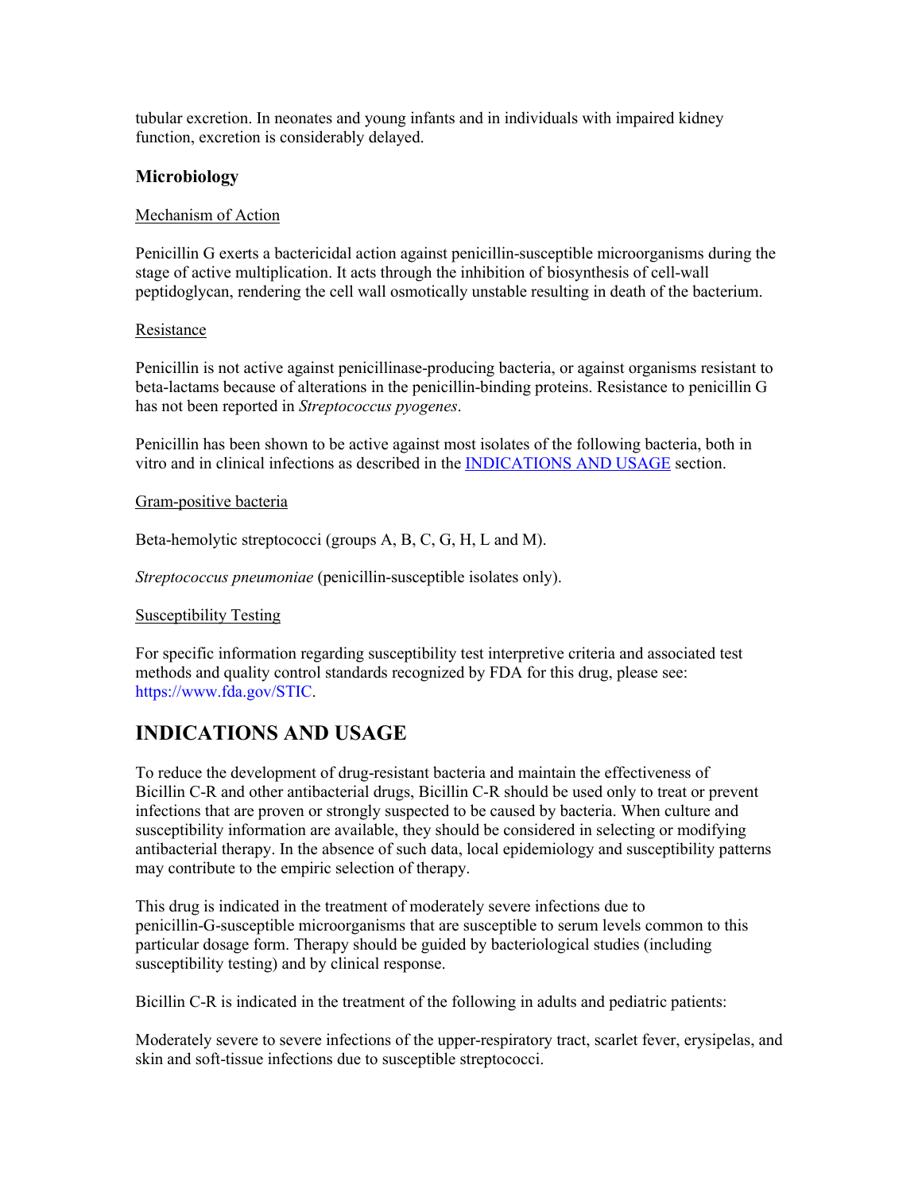tubular excretion. In neonates and young infants and in individuals with impaired kidney function, excretion is considerably delayed.

### Microbiology

Mechanism of Action

Penicillin G exerts a bactericidal action against penicillin-susceptible microorganisms during the stage of active multiplication. It acts through the inhibition of biosynthesis of cell-wall peptidoglycan, rendering the cell wall osmotically unstable resulting in death of the bacterium.

Resistance

Penicillin is not active against penicillinase-producing bacteria, or against organisms resistant to beta-lactams because of alterations in the penicillin-binding proteins. Resistance to penicillin G has not been reported in *Streptococcus pyogenes*.

Penicillin has been shown to be active against most isolates of the following bacteria, both in vitro and in clinical infections as described in the INDICATIONS AND USAGE section.

Gram-positive bacteria

Beta-hemolytic streptococci (groups A, B, C, G, H, L and M).

*Streptococcus pneumoniae* (penicillin-susceptible isolates only).

Susceptibility Testing

For specific information regarding susceptibility test interpretive criteria and associated test methods and quality control standards recognized by FDA for this drug, please see: https://www.fda.gov/STIC.

## INDICATIONS AND USAGE

To reduce the development of drug-resistant bacteria and maintain the effectiveness of Bicillin C-R and other antibacterial drugs, Bicillin C-R should be used only to treat or prevent infections that are proven or strongly suspected to be caused by bacteria. When culture and susceptibility information are available, they should be considered in selecting or modifying antibacterial therapy. In the absence of such data, local epidemiology and susceptibility patterns may contribute to the empiric selection of therapy.

This drug is indicated in the treatment of moderately severe infections due to penicillin-G-susceptible microorganisms that are susceptible to serum levels common to this particular dosage form. Therapy should be guided by bacteriological studies (including susceptibility testing) and by clinical response.

Bicillin C-R is indicated in the treatment of the following in adults and pediatric patients:

Moderately severe to severe infections of the upper-respiratory tract, scarlet fever, erysipelas, and skin and soft-tissue infections due to susceptible streptococci.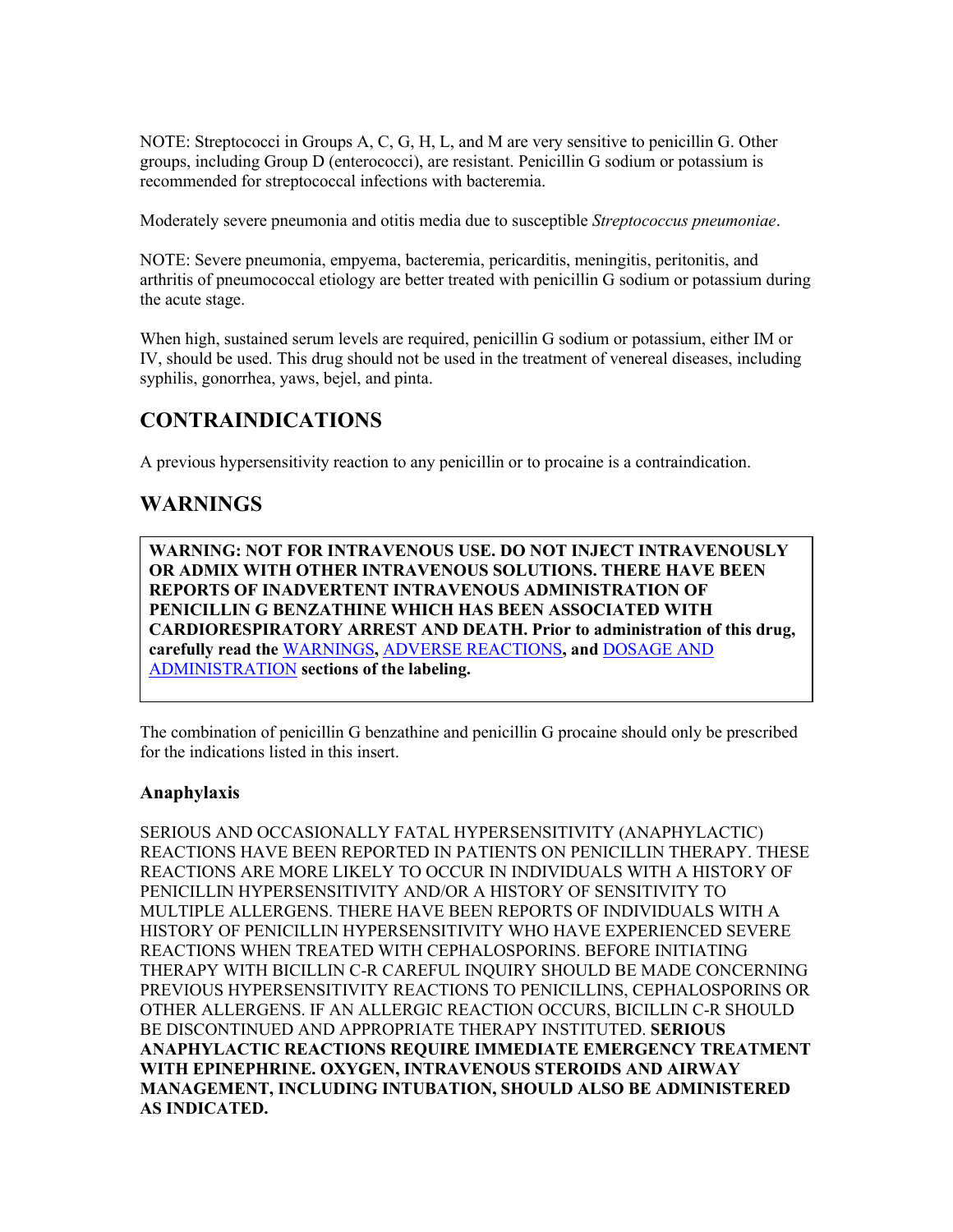NOTE: Streptococci in Groups A, C, G, H, L, and M are very sensitive to penicillin G. Other groups, including Group D (enterococci), are resistant. Penicillin G sodium or potassium is recommended for streptococcal infections with bacteremia.

Moderately severe pneumonia and otitis media due to susceptible *Streptococcus pneumoniae*.

NOTE: Severe pneumonia, empyema, bacteremia, pericarditis, meningitis, peritonitis, and arthritis of pneumococcal etiology are better treated with penicillin G sodium or potassium during the acute stage.

When high, sustained serum levels are required, penicillin G sodium or potassium, either IM or IV, should be used. This drug should not be used in the treatment of venereal diseases, including syphilis, gonorrhea, yaws, bejel, and pinta.

## CONTRAINDICATIONS

A previous hypersensitivity reaction to any penicillin or to procaine is a contraindication.

## WARNINGS

**WARNING: NOT FOR INTRAVENOUS USE. DO NOT INJECT INTRAVENOUSLY OR ADMIX WITH OTHER INTRAVENOUS SOLUTIONS. THERE HAVE BEEN REPORTS OF INADVERTENT INTRAVENOUS ADMINISTRATION OF PENICILLIN G BENZATHINE WHICH HAS BEEN ASSOCIATED WITH CARDIORESPIRATORY ARREST AND DEATH. Prior to administration of this drug, carefully read the WARNINGS, ADVERSE REACTIONS, and DOSAGE AND ADMINISTRATION sections of the labeling.**

The combination of penicillin G benzathine and penicillin G procaine should only be prescribed for the indications listed in this insert.

### Anaphylaxis

SERIOUS AND OCCASIONALLY FATAL HYPERSENSITIVITY (ANAPHYLACTIC) REACTIONS HAVE BEEN REPORTED IN PATIENTS ON PENICILLIN THERAPY. THESE REACTIONS ARE MORE LIKELY TO OCCUR IN INDIVIDUALS WITH A HISTORY OF PENICILLIN HYPERSENSITIVITY AND/OR A HISTORY OF SENSITIVITY TO MULTIPLE ALLERGENS. THERE HAVE BEEN REPORTS OF INDIVIDUALS WITH A HISTORY OF PENICILLIN HYPERSENSITIVITY WHO HAVE EXPERIENCED SEVERE REACTIONS WHEN TREATED WITH CEPHALOSPORINS. BEFORE INITIATING THERAPY WITH BICILLIN C-R CAREFUL INQUIRY SHOULD BE MADE CONCERNING PREVIOUS HYPERSENSITIVITY REACTIONS TO PENICILLINS, CEPHALOSPORINS OR OTHER ALLERGENS. IF AN ALLERGIC REACTION OCCURS, BICILLIN C-R SHOULD BE DISCONTINUED AND APPROPRIATE THERAPY INSTITUTED. **SERIOUS ANAPHYLACTIC REACTIONS REQUIRE IMMEDIATE EMERGENCY TREATMENT WITH EPINEPHRINE. OXYGEN, INTRAVENOUS STEROIDS AND AIRWAY MANAGEMENT, INCLUDING INTUBATION, SHOULD ALSO BE ADMINISTERED AS INDICATED.**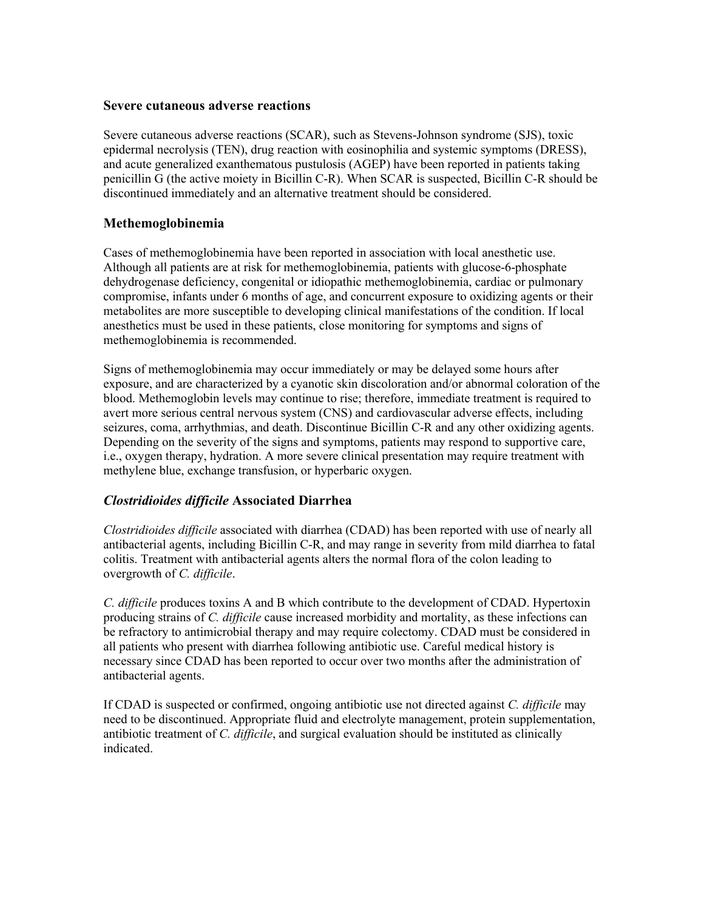### Severe cutaneous adverse reactions

Severe cutaneous adverse reactions (SCAR), such as Stevens-Johnson syndrome (SJS), toxic epidermal necrolysis (TEN), drug reaction with eosinophilia and systemic symptoms (DRESS), and acute generalized exanthematous pustulosis (AGEP) have been reported in patients taking penicillin G (the active moiety in Bicillin C-R). When SCAR is suspected, Bicillin C-R should be discontinued immediately and an alternative treatment should be considered.

### Methemoglobinemia

Cases of methemoglobinemia have been reported in association with local anesthetic use. Although all patients are at risk for methemoglobinemia, patients with glucose-6-phosphate dehydrogenase deficiency, congenital or idiopathic methemoglobinemia, cardiac or pulmonary compromise, infants under 6 months of age, and concurrent exposure to oxidizing agents or their metabolites are more susceptible to developing clinical manifestations of the condition. If local anesthetics must be used in these patients, close monitoring for symptoms and signs of methemoglobinemia is recommended.

Signs of methemoglobinemia may occur immediately or may be delayed some hours after exposure, and are characterized by a cyanotic skin discoloration and/or abnormal coloration of the blood. Methemoglobin levels may continue to rise; therefore, immediate treatment is required to avert more serious central nervous system (CNS) and cardiovascular adverse effects, including seizures, coma, arrhythmias, and death. Discontinue Bicillin C-R and any other oxidizing agents. Depending on the severity of the signs and symptoms, patients may respond to supportive care, i.e., oxygen therapy, hydration. A more severe clinical presentation may require treatment with methylene blue, exchange transfusion, or hyperbaric oxygen.

### *Clostridioides difficile* Associated Diarrhea

*Clostridioides difficile* associated with diarrhea (CDAD) has been reported with use of nearly all antibacterial agents, including Bicillin C-R, and may range in severity from mild diarrhea to fatal colitis. Treatment with antibacterial agents alters the normal flora of the colon leading to overgrowth of *C. difficile*.

*C. difficile* produces toxins A and B which contribute to the development of CDAD. Hypertoxin producing strains of *C. difficile* cause increased morbidity and mortality, as these infections can be refractory to antimicrobial therapy and may require colectomy. CDAD must be considered in all patients who present with diarrhea following antibiotic use. Careful medical history is necessary since CDAD has been reported to occur over two months after the administration of antibacterial agents.

If CDAD is suspected or confirmed, ongoing antibiotic use not directed against *C. difficile* may need to be discontinued. Appropriate fluid and electrolyte management, protein supplementation, antibiotic treatment of *C. difficile*, and surgical evaluation should be instituted as clinically indicated.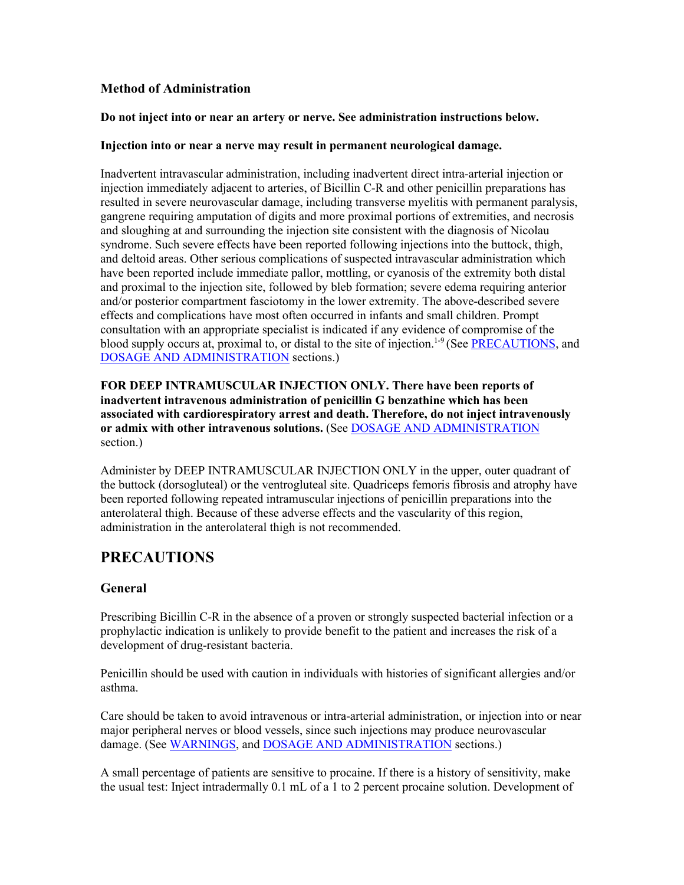### Method of Administration

**Do not inject into or near an artery or nerve. See administration instructions below.**

**Injection into or near a nerve may result in permanent neurological damage.**

Inadvertent intravascular administration, including inadvertent direct intra-arterial injection or injection immediately adjacent to arteries, of Bicillin C-R and other penicillin preparations has resulted in severe neurovascular damage, including transverse myelitis with permanent paralysis, gangrene requiring amputation of digits and more proximal portions of extremities, and necrosis and sloughing at and surrounding the injection site consistent with the diagnosis of Nicolau syndrome. Such severe effects have been reported following injections into the buttock, thigh, and deltoid areas. Other serious complications of suspected intravascular administration which have been reported include immediate pallor, mottling, or cyanosis of the extremity both distal and proximal to the injection site, followed by bleb formation; severe edema requiring anterior and/or posterior compartment fasciotomy in the lower extremity. The above-described severe effects and complications have most often occurred in infants and small children. Prompt consultation with an appropriate specialist is indicated if any evidence of compromise of the blood supply occurs at, proximal to, or distal to the site of injection.[1-9] (See PRECAUTIONS, and DOSAGE AND ADMINISTRATION sections.)

**FOR DEEP INTRAMUSCULAR INJECTION ONLY. There have been reports of inadvertent intravenous administration of penicillin G benzathine which has been associated with cardiorespiratory arrest and death. Therefore, do not inject intravenously or admix with other intravenous solutions.** (See DOSAGE AND ADMINISTRATION section.)

Administer by DEEP INTRAMUSCULAR INJECTION ONLY in the upper, outer quadrant of the buttock (dorsogluteal) or the ventrogluteal site. Quadriceps femoris fibrosis and atrophy have been reported following repeated intramuscular injections of penicillin preparations into the anterolateral thigh. Because of these adverse effects and the vascularity of this region, administration in the anterolateral thigh is not recommended.

## PRECAUTIONS

### General

Prescribing Bicillin C-R in the absence of a proven or strongly suspected bacterial infection or a prophylactic indication is unlikely to provide benefit to the patient and increases the risk of a development of drug-resistant bacteria.

Penicillin should be used with caution in individuals with histories of significant allergies and/or asthma.

Care should be taken to avoid intravenous or intra-arterial administration, or injection into or near major peripheral nerves or blood vessels, since such injections may produce neurovascular damage. (See WARNINGS, and DOSAGE AND ADMINISTRATION sections.)

A small percentage of patients are sensitive to procaine. If there is a history of sensitivity, make the usual test: Inject intradermally 0.1 mL of a 1 to 2 percent procaine solution. Development of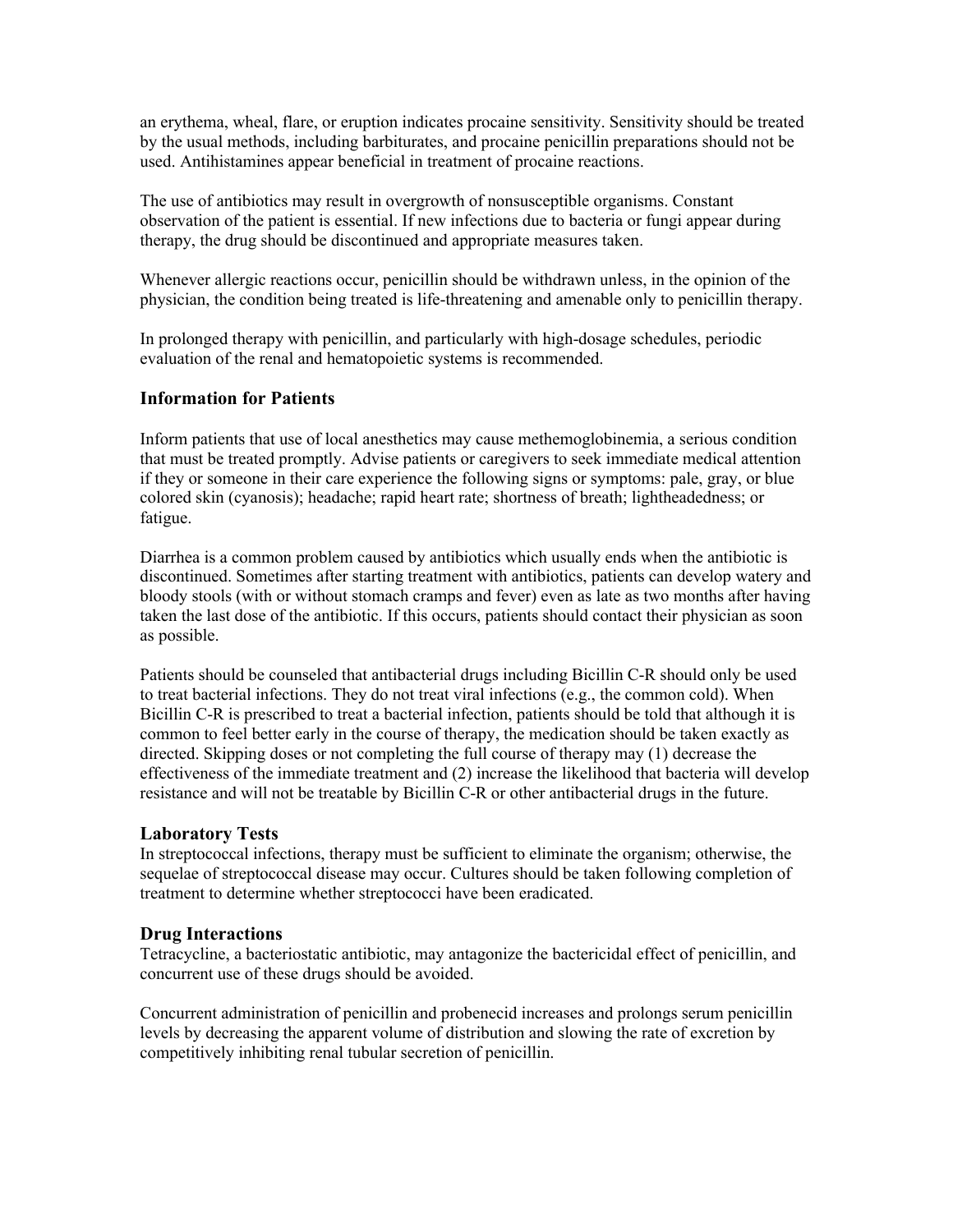an erythema, wheal, flare, or eruption indicates procaine sensitivity. Sensitivity should be treated by the usual methods, including barbiturates, and procaine penicillin preparations should not be used. Antihistamines appear beneficial in treatment of procaine reactions.

The use of antibiotics may result in overgrowth of nonsusceptible organisms. Constant observation of the patient is essential. If new infections due to bacteria or fungi appear during therapy, the drug should be discontinued and appropriate measures taken.

Whenever allergic reactions occur, penicillin should be withdrawn unless, in the opinion of the physician, the condition being treated is life-threatening and amenable only to penicillin therapy.

In prolonged therapy with penicillin, and particularly with high-dosage schedules, periodic evaluation of the renal and hematopoietic systems is recommended.

### Information for Patients

Inform patients that use of local anesthetics may cause methemoglobinemia, a serious condition that must be treated promptly. Advise patients or caregivers to seek immediate medical attention if they or someone in their care experience the following signs or symptoms: pale, gray, or blue colored skin (cyanosis); headache; rapid heart rate; shortness of breath; lightheadedness; or fatigue.

Diarrhea is a common problem caused by antibiotics which usually ends when the antibiotic is discontinued. Sometimes after starting treatment with antibiotics, patients can develop watery and bloody stools (with or without stomach cramps and fever) even as late as two months after having taken the last dose of the antibiotic. If this occurs, patients should contact their physician as soon as possible.

Patients should be counseled that antibacterial drugs including Bicillin C-R should only be used to treat bacterial infections. They do not treat viral infections (e.g., the common cold). When Bicillin C-R is prescribed to treat a bacterial infection, patients should be told that although it is common to feel better early in the course of therapy, the medication should be taken exactly as directed. Skipping doses or not completing the full course of therapy may (1) decrease the effectiveness of the immediate treatment and (2) increase the likelihood that bacteria will develop resistance and will not be treatable by Bicillin C-R or other antibacterial drugs in the future.

### Laboratory Tests

In streptococcal infections, therapy must be sufficient to eliminate the organism; otherwise, the sequelae of streptococcal disease may occur. Cultures should be taken following completion of treatment to determine whether streptococci have been eradicated.

### Drug Interactions

Tetracycline, a bacteriostatic antibiotic, may antagonize the bactericidal effect of penicillin, and concurrent use of these drugs should be avoided.

Concurrent administration of penicillin and probenecid increases and prolongs serum penicillin levels by decreasing the apparent volume of distribution and slowing the rate of excretion by competitively inhibiting renal tubular secretion of penicillin.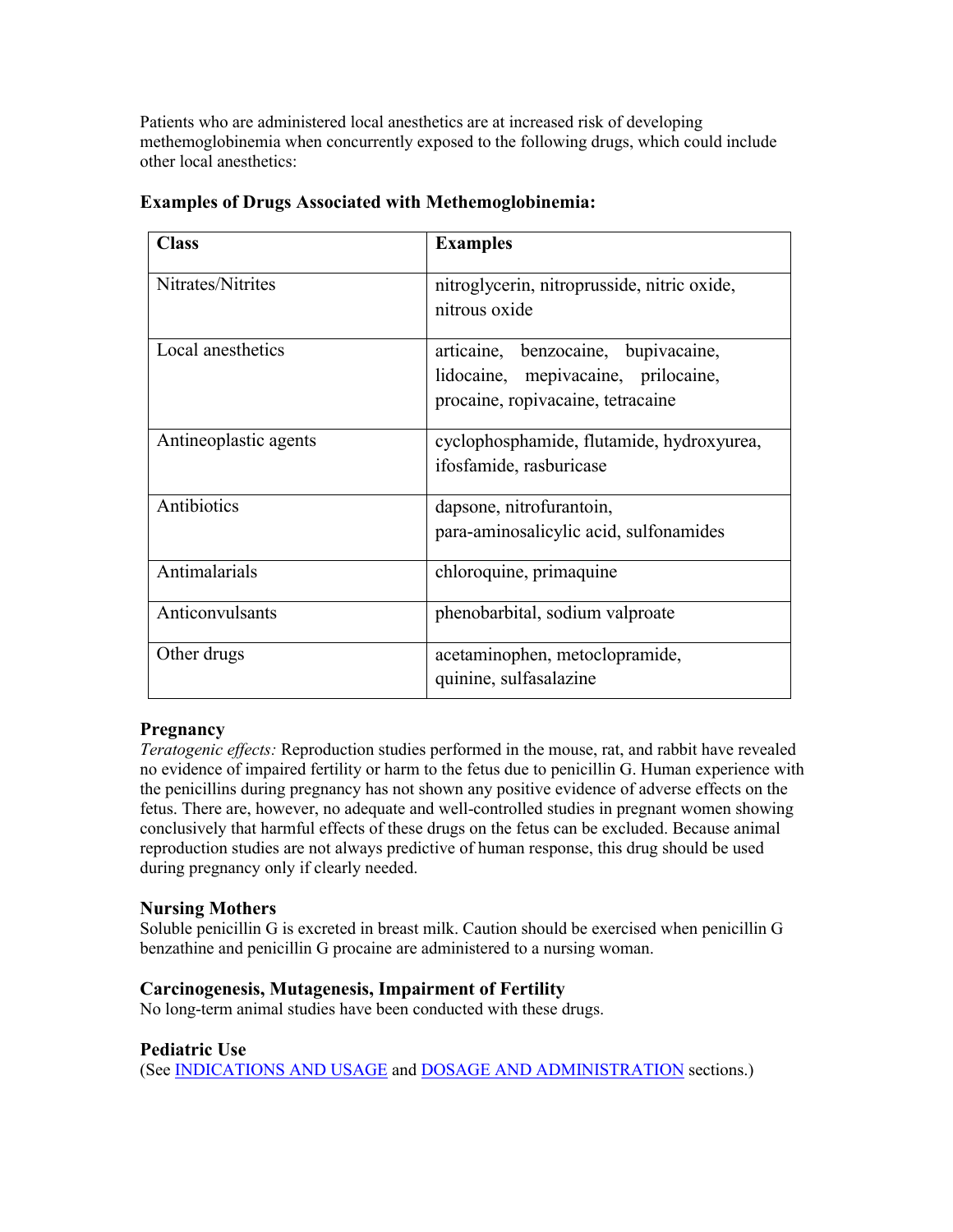Patients who are administered local anesthetics are at increased risk of developing methemoglobinemia when concurrently exposed to the following drugs, which could include other local anesthetics:

**Examples of Drugs Associated with Methemoglobinemia:**

| Class | Examples |
|---|---|
| Nitrates/Nitrites | nitroglycerin, nitroprusside, nitric oxide, nitrous oxide |
| Local anesthetics | articaine, benzocaine, bupivacaine, lidocaine, mepivacaine, prilocaine, procaine, ropivacaine, tetracaine |
| Antineoplastic agents | cyclophosphamide, flutamide, hydroxyurea, ifosfamide, rasburicase |
| Antibiotics | dapsone, nitrofurantoin, para-aminosalicylic acid, sulfonamides |
| Antimalarials | chloroquine, primaquine |
| Anticonvulsants | phenobarbital, sodium valproate |
| Other drugs | acetaminophen, metoclopramide, quinine, sulfasalazine |

### Pregnancy

*Teratogenic effects:* Reproduction studies performed in the mouse, rat, and rabbit have revealed no evidence of impaired fertility or harm to the fetus due to penicillin G. Human experience with the penicillins during pregnancy has not shown any positive evidence of adverse effects on the fetus. There are, however, no adequate and well-controlled studies in pregnant women showing conclusively that harmful effects of these drugs on the fetus can be excluded. Because animal reproduction studies are not always predictive of human response, this drug should be used during pregnancy only if clearly needed.

### Nursing Mothers

Soluble penicillin G is excreted in breast milk. Caution should be exercised when penicillin G benzathine and penicillin G procaine are administered to a nursing woman.

### Carcinogenesis, Mutagenesis, Impairment of Fertility

No long-term animal studies have been conducted with these drugs.

### Pediatric Use

(See INDICATIONS AND USAGE and DOSAGE AND ADMINISTRATION sections.)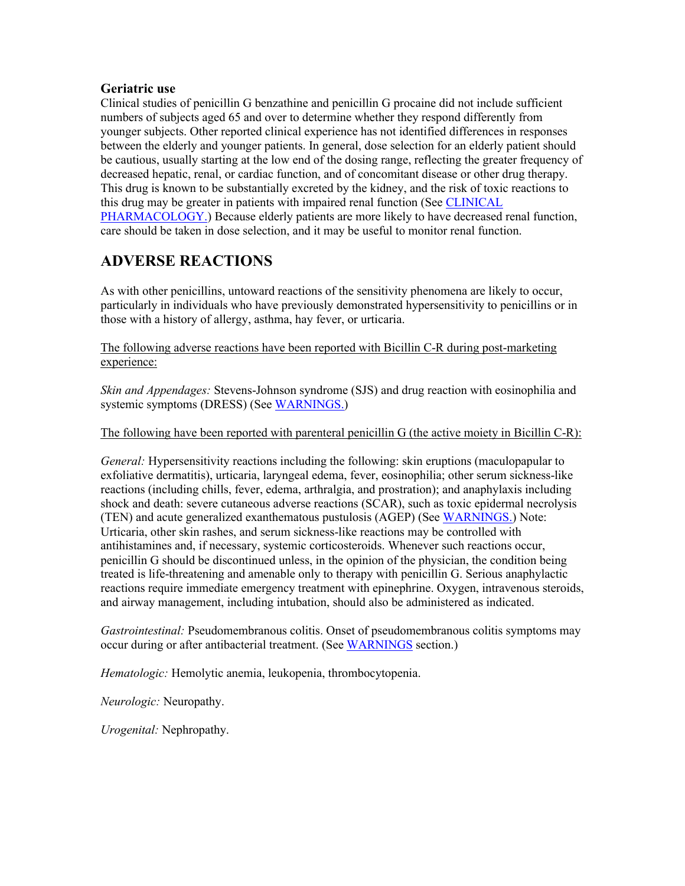### Geriatric use

Clinical studies of penicillin G benzathine and penicillin G procaine did not include sufficient numbers of subjects aged 65 and over to determine whether they respond differently from younger subjects. Other reported clinical experience has not identified differences in responses between the elderly and younger patients. In general, dose selection for an elderly patient should be cautious, usually starting at the low end of the dosing range, reflecting the greater frequency of decreased hepatic, renal, or cardiac function, and of concomitant disease or other drug therapy. This drug is known to be substantially excreted by the kidney, and the risk of toxic reactions to this drug may be greater in patients with impaired renal function (See CLINICAL PHARMACOLOGY.) Because elderly patients are more likely to have decreased renal function, care should be taken in dose selection, and it may be useful to monitor renal function.

## ADVERSE REACTIONS

As with other penicillins, untoward reactions of the sensitivity phenomena are likely to occur, particularly in individuals who have previously demonstrated hypersensitivity to penicillins or in those with a history of allergy, asthma, hay fever, or urticaria.

The following adverse reactions have been reported with Bicillin C-R during post-marketing experience:

*Skin and Appendages:* Stevens-Johnson syndrome (SJS) and drug reaction with eosinophilia and systemic symptoms (DRESS) (See WARNINGS.)

The following have been reported with parenteral penicillin G (the active moiety in Bicillin C-R):

*General:* Hypersensitivity reactions including the following: skin eruptions (maculopapular to exfoliative dermatitis), urticaria, laryngeal edema, fever, eosinophilia; other serum sickness-like reactions (including chills, fever, edema, arthralgia, and prostration); and anaphylaxis including shock and death: severe cutaneous adverse reactions (SCAR), such as toxic epidermal necrolysis (TEN) and acute generalized exanthematous pustulosis (AGEP) (See WARNINGS.) Note: Urticaria, other skin rashes, and serum sickness-like reactions may be controlled with antihistamines and, if necessary, systemic corticosteroids. Whenever such reactions occur, penicillin G should be discontinued unless, in the opinion of the physician, the condition being treated is life-threatening and amenable only to therapy with penicillin G. Serious anaphylactic reactions require immediate emergency treatment with epinephrine. Oxygen, intravenous steroids, and airway management, including intubation, should also be administered as indicated.

*Gastrointestinal:* Pseudomembranous colitis. Onset of pseudomembranous colitis symptoms may occur during or after antibacterial treatment. (See WARNINGS section.)

*Hematologic:* Hemolytic anemia, leukopenia, thrombocytopenia.

*Neurologic:* Neuropathy.

*Urogenital:* Nephropathy.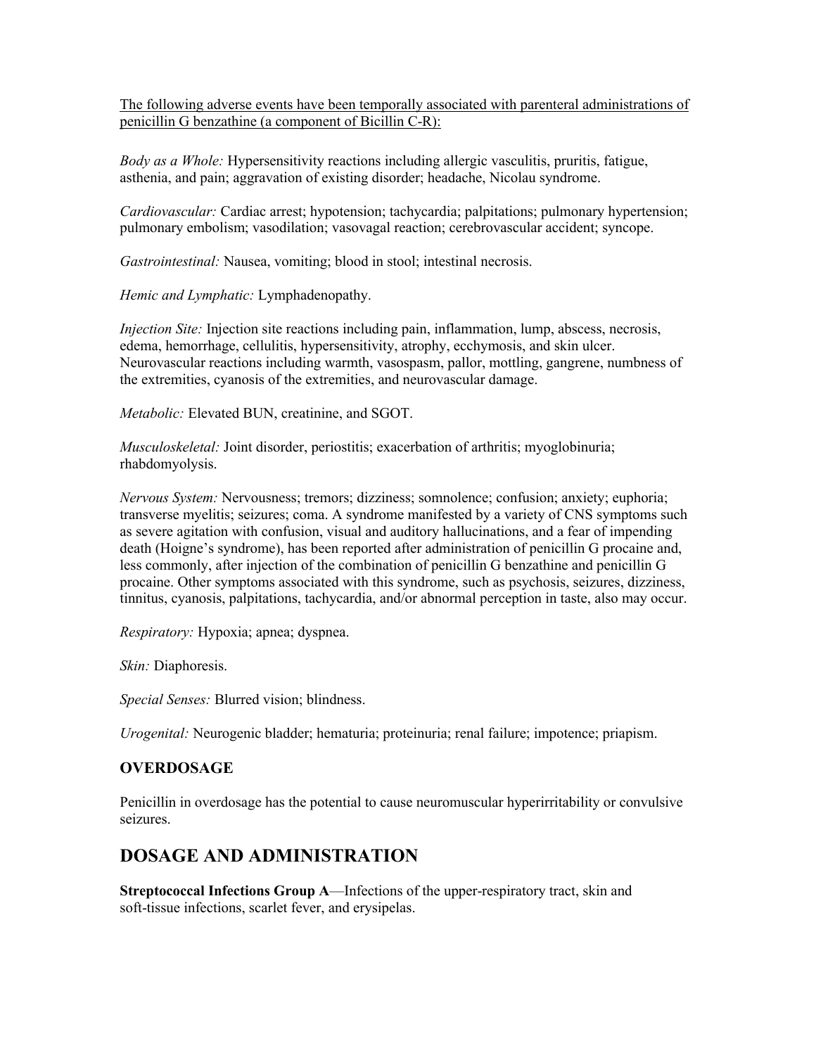The following adverse events have been temporally associated with parenteral administrations of penicillin G benzathine (a component of Bicillin C-R):

*Body as a Whole:* Hypersensitivity reactions including allergic vasculitis, pruritis, fatigue, asthenia, and pain; aggravation of existing disorder; headache, Nicolau syndrome.

*Cardiovascular:* Cardiac arrest; hypotension; tachycardia; palpitations; pulmonary hypertension; pulmonary embolism; vasodilation; vasovagal reaction; cerebrovascular accident; syncope.

*Gastrointestinal:* Nausea, vomiting; blood in stool; intestinal necrosis.

*Hemic and Lymphatic:* Lymphadenopathy.

*Injection Site:* Injection site reactions including pain, inflammation, lump, abscess, necrosis, edema, hemorrhage, cellulitis, hypersensitivity, atrophy, ecchymosis, and skin ulcer. Neurovascular reactions including warmth, vasospasm, pallor, mottling, gangrene, numbness of the extremities, cyanosis of the extremities, and neurovascular damage.

*Metabolic:* Elevated BUN, creatinine, and SGOT.

*Musculoskeletal:* Joint disorder, periostitis; exacerbation of arthritis; myoglobinuria; rhabdomyolysis.

*Nervous System:* Nervousness; tremors; dizziness; somnolence; confusion; anxiety; euphoria; transverse myelitis; seizures; coma. A syndrome manifested by a variety of CNS symptoms such as severe agitation with confusion, visual and auditory hallucinations, and a fear of impending death (Hoigne's syndrome), has been reported after administration of penicillin G procaine and, less commonly, after injection of the combination of penicillin G benzathine and penicillin G procaine. Other symptoms associated with this syndrome, such as psychosis, seizures, dizziness, tinnitus, cyanosis, palpitations, tachycardia, and/or abnormal perception in taste, also may occur.

*Respiratory:* Hypoxia; apnea; dyspnea.

*Skin:* Diaphoresis.

*Special Senses:* Blurred vision; blindness.

*Urogenital:* Neurogenic bladder; hematuria; proteinuria; renal failure; impotence; priapism.

### OVERDOSAGE

Penicillin in overdosage has the potential to cause neuromuscular hyperirritability or convulsive seizures.

## DOSAGE AND ADMINISTRATION

**Streptococcal Infections Group A**—Infections of the upper-respiratory tract, skin and soft-tissue infections, scarlet fever, and erysipelas.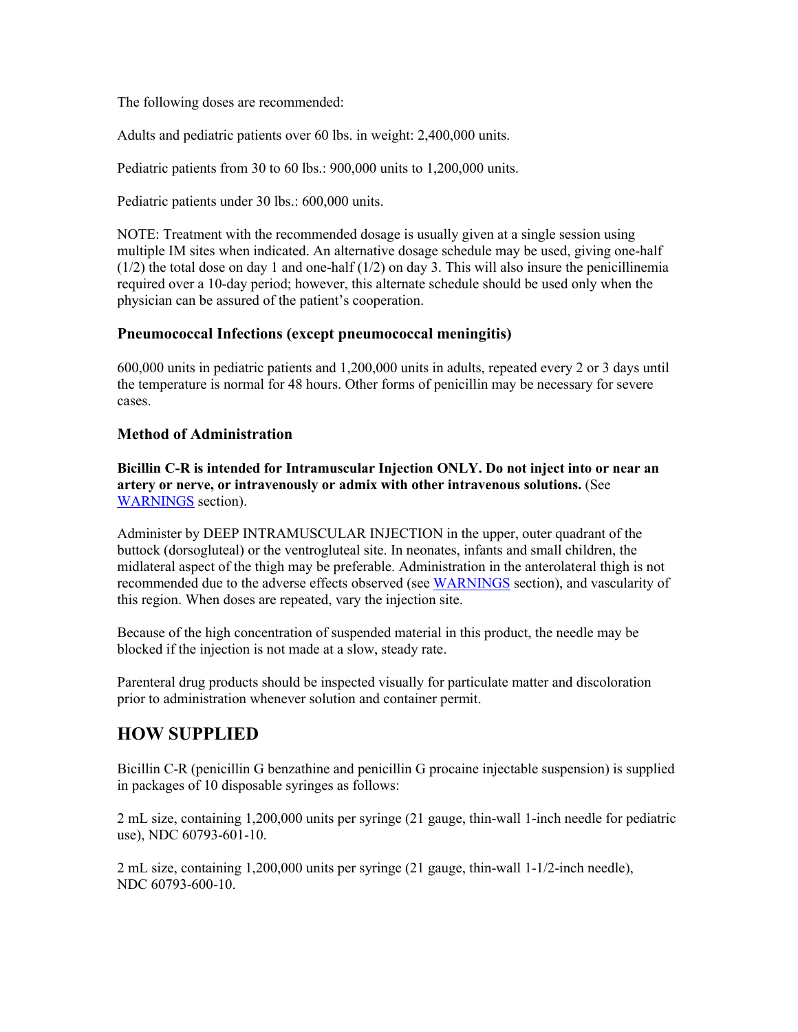The following doses are recommended:

Adults and pediatric patients over 60 lbs. in weight: 2,400,000 units.

Pediatric patients from 30 to 60 lbs.: 900,000 units to 1,200,000 units.

Pediatric patients under 30 lbs.: 600,000 units.

NOTE: Treatment with the recommended dosage is usually given at a single session using multiple IM sites when indicated. An alternative dosage schedule may be used, giving one-half (1/2) the total dose on day 1 and one-half (1/2) on day 3. This will also insure the penicillinemia required over a 10-day period; however, this alternate schedule should be used only when the physician can be assured of the patient's cooperation.

### Pneumococcal Infections (except pneumococcal meningitis)

600,000 units in pediatric patients and 1,200,000 units in adults, repeated every 2 or 3 days until the temperature is normal for 48 hours. Other forms of penicillin may be necessary for severe cases.

### Method of Administration

**Bicillin C-R is intended for Intramuscular Injection ONLY. Do not inject into or near an artery or nerve, or intravenously or admix with other intravenous solutions.** (See WARNINGS section).

Administer by DEEP INTRAMUSCULAR INJECTION in the upper, outer quadrant of the buttock (dorsogluteal) or the ventrogluteal site. In neonates, infants and small children, the midlateral aspect of the thigh may be preferable. Administration in the anterolateral thigh is not recommended due to the adverse effects observed (see WARNINGS section), and vascularity of this region. When doses are repeated, vary the injection site.

Because of the high concentration of suspended material in this product, the needle may be blocked if the injection is not made at a slow, steady rate.

Parenteral drug products should be inspected visually for particulate matter and discoloration prior to administration whenever solution and container permit.

## HOW SUPPLIED

Bicillin C-R (penicillin G benzathine and penicillin G procaine injectable suspension) is supplied in packages of 10 disposable syringes as follows:

2 mL size, containing 1,200,000 units per syringe (21 gauge, thin-wall 1-inch needle for pediatric use), NDC 60793-601-10.

2 mL size, containing 1,200,000 units per syringe (21 gauge, thin-wall 1-1/2-inch needle), NDC 60793-600-10.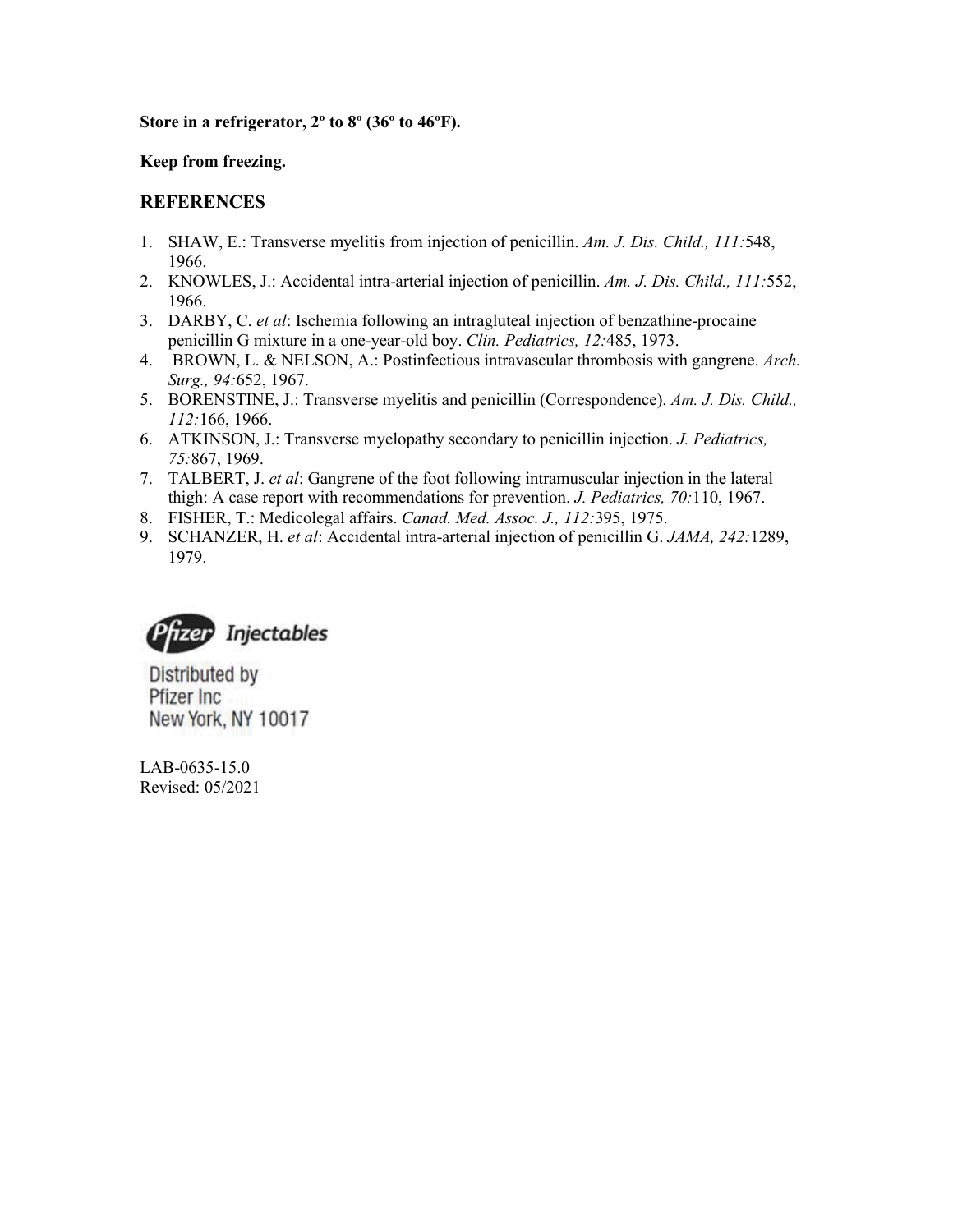**Store in a refrigerator, 2º to 8º (36º to 46ºF).**

**Keep from freezing.**

## REFERENCES

1. SHAW, E.: Transverse myelitis from injection of penicillin. *Am. J. Dis. Child., 111:*548, 1966.
2. KNOWLES, J.: Accidental intra-arterial injection of penicillin. *Am. J. Dis. Child., 111:*552, 1966.
3. DARBY, C. *et al*: Ischemia following an intragluteal injection of benzathine-procaine penicillin G mixture in a one-year-old boy. *Clin. Pediatrics, 12:*485, 1973.
4. BROWN, L. & NELSON, A.: Postinfectious intravascular thrombosis with gangrene. *Arch. Surg., 94:*652, 1967.
5. BORENSTINE, J.: Transverse myelitis and penicillin (Correspondence). *Am. J. Dis. Child., 112:*166, 1966.
6. ATKINSON, J.: Transverse myelopathy secondary to penicillin injection. *J. Pediatrics, 75:*867, 1969.
7. TALBERT, J. *et al*: Gangrene of the foot following intramuscular injection in the lateral thigh: A case report with recommendations for prevention. *J. Pediatrics, 70:*110, 1967.
8. FISHER, T.: Medicolegal affairs. *Canad. Med. Assoc. J., 112:*395, 1975.
9. SCHANZER, H. *et al*: Accidental intra-arterial injection of penicillin G. *JAMA, 242:*1289, 1979.

Pfizer Injectables

Distributed by
Pfizer Inc
New York, NY 10017

LAB-0635-15.0
Revised: 05/2021